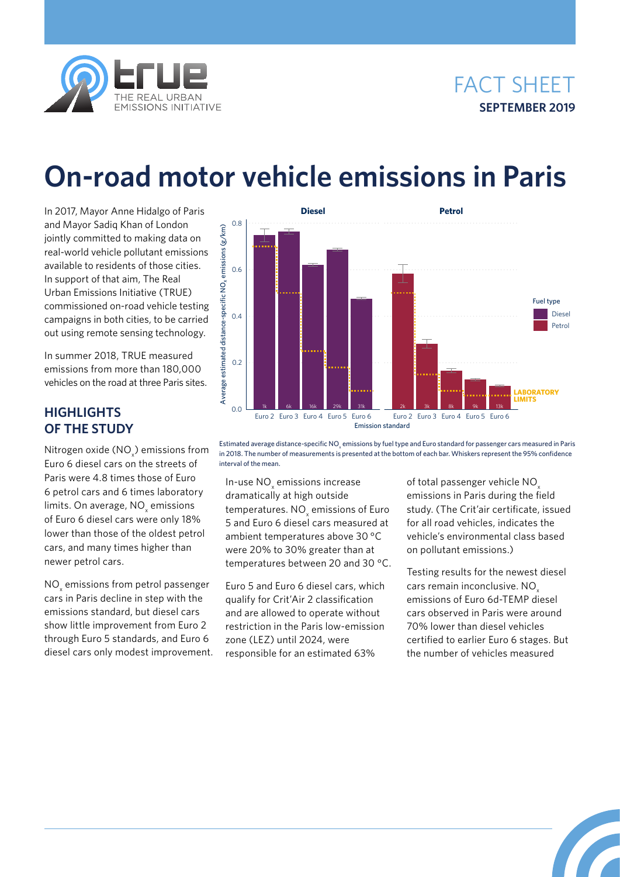FACT SHEET
**SEPTEMBER 2019**

# On-road motor vehicle emissions in Paris

In 2017, Mayor Anne Hidalgo of Paris and Mayor Sadiq Khan of London jointly committed to making data on real-world vehicle pollutant emissions available to residents of those cities. In support of that aim, The Real Urban Emissions Initiative (TRUE) commissioned on-road vehicle testing campaigns in both cities, to be carried out using remote sensing technology.

In summer 2018, TRUE measured emissions from more than 180,000 vehicles on the road at three Paris sites.

## HIGHLIGHTS OF THE STUDY

Nitrogen oxide ($NO_x$) emissions from Euro 6 diesel cars on the streets of Paris were 4.8 times those of Euro 6 petrol cars and 6 times laboratory limits. On average, $NO_x$ emissions of Euro 6 diesel cars were only 18% lower than those of the oldest petrol cars, and many times higher than newer petrol cars.

$NO_x$ emissions from petrol passenger cars in Paris decline in step with the emissions standard, but diesel cars show little improvement from Euro 2 through Euro 5 standards, and Euro 6 diesel cars only modest improvement.

Estimated average distance-specific $NO_x$ emissions by fuel type and Euro standard for passenger cars measured in Paris in 2018. The number of measurements is presented at the bottom of each bar. Whiskers represent the 95% confidence interval of the mean.

In-use $NO_x$ emissions increase dramatically at high outside temperatures. $NO_x$ emissions of Euro 5 and Euro 6 diesel cars measured at ambient temperatures above 30 °C were 20% to 30% greater than at temperatures between 20 and 30 °C.

Euro 5 and Euro 6 diesel cars, which qualify for Crit'Air 2 classification and are allowed to operate without restriction in the Paris low-emission zone (LEZ) until 2024, were responsible for an estimated 63% of total passenger vehicle $NO_x$ emissions in Paris during the field study. (The Crit'air certificate, issued for all road vehicles, indicates the vehicle's environmental class based on pollutant emissions.)

Testing results for the newest diesel cars remain inconclusive. $NO_x$ emissions of Euro 6d-TEMP diesel cars observed in Paris were around 70% lower than diesel vehicles certified to earlier Euro 6 stages. But the number of vehicles measured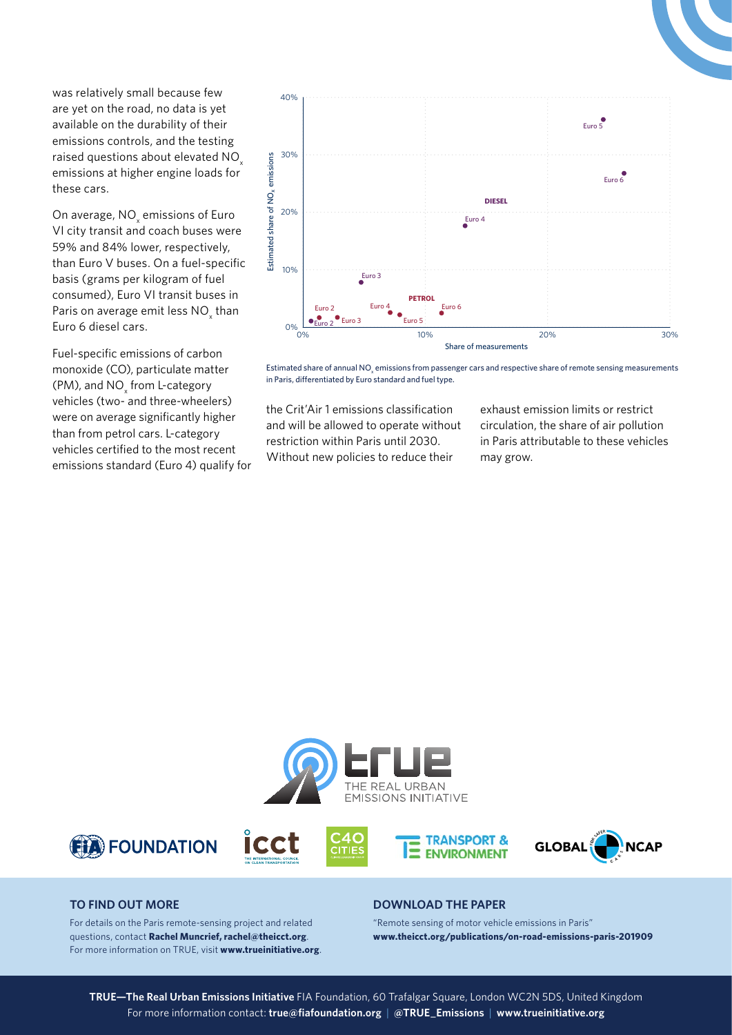was relatively small because few are yet on the road, no data is yet available on the durability of their emissions controls, and the testing raised questions about elevated $NO_x$ emissions at higher engine loads for these cars.

On average, $NO_x$ emissions of Euro VI city transit and coach buses were 59% and 84% lower, respectively, than Euro V buses. On a fuel-specific basis (grams per kilogram of fuel consumed), Euro VI transit buses in Paris on average emit less $NO_x$ than Euro 6 diesel cars.

Fuel-specific emissions of carbon monoxide (CO), particulate matter (PM), and $NO_x$ from L-category vehicles (two- and three-wheelers) were on average significantly higher than from petrol cars. L-category vehicles certified to the most recent emissions standard (Euro 4) qualify for the Crit'Air 1 emissions classification and will be allowed to operate without restriction within Paris until 2030. Without new policies to reduce their exhaust emission limits or restrict circulation, the share of air pollution in Paris attributable to these vehicles may grow.

Estimated share of $NO_x$ emissions

40%
30%
20%
10%
0%

Share of measurements

0%
10%
20%
30%

DIESEL
Euro 2
Euro 3
Euro 4
Euro 5
Euro 6

PETROL
Euro 2
Euro 3
Euro 4
Euro 5
Euro 6

Estimated share of annual $NO_x$ emissions from passenger cars and respective share of remote sensing measurements in Paris, differentiated by Euro standard and fuel type.

TRUE THE REAL URBAN EMISSIONS INITIATIVE

FIA FOUNDATION | ICCT THE INTERNATIONAL COUNCIL ON CLEAN TRANSPORTATION | C40 CITIES | TRANSPORT & ENVIRONMENT | GLOBAL NCAP

## TO FIND OUT MORE

For details on the Paris remote-sensing project and related questions, contact **Rachel Muncrief, rachel@theicct.org**. For more information on TRUE, visit **www.trueinitiative.org**.

## DOWNLOAD THE PAPER

"Remote sensing of motor vehicle emissions in Paris"
**www.theicct.org/publications/on-road-emissions-paris-201909**

**TRUE—The Real Urban Emissions Initiative** FIA Foundation, 60 Trafalgar Square, London WC2N 5DS, United Kingdom
For more information contact: **true@fiafoundation.org** | **@TRUE_Emissions** | **www.trueinitiative.org**